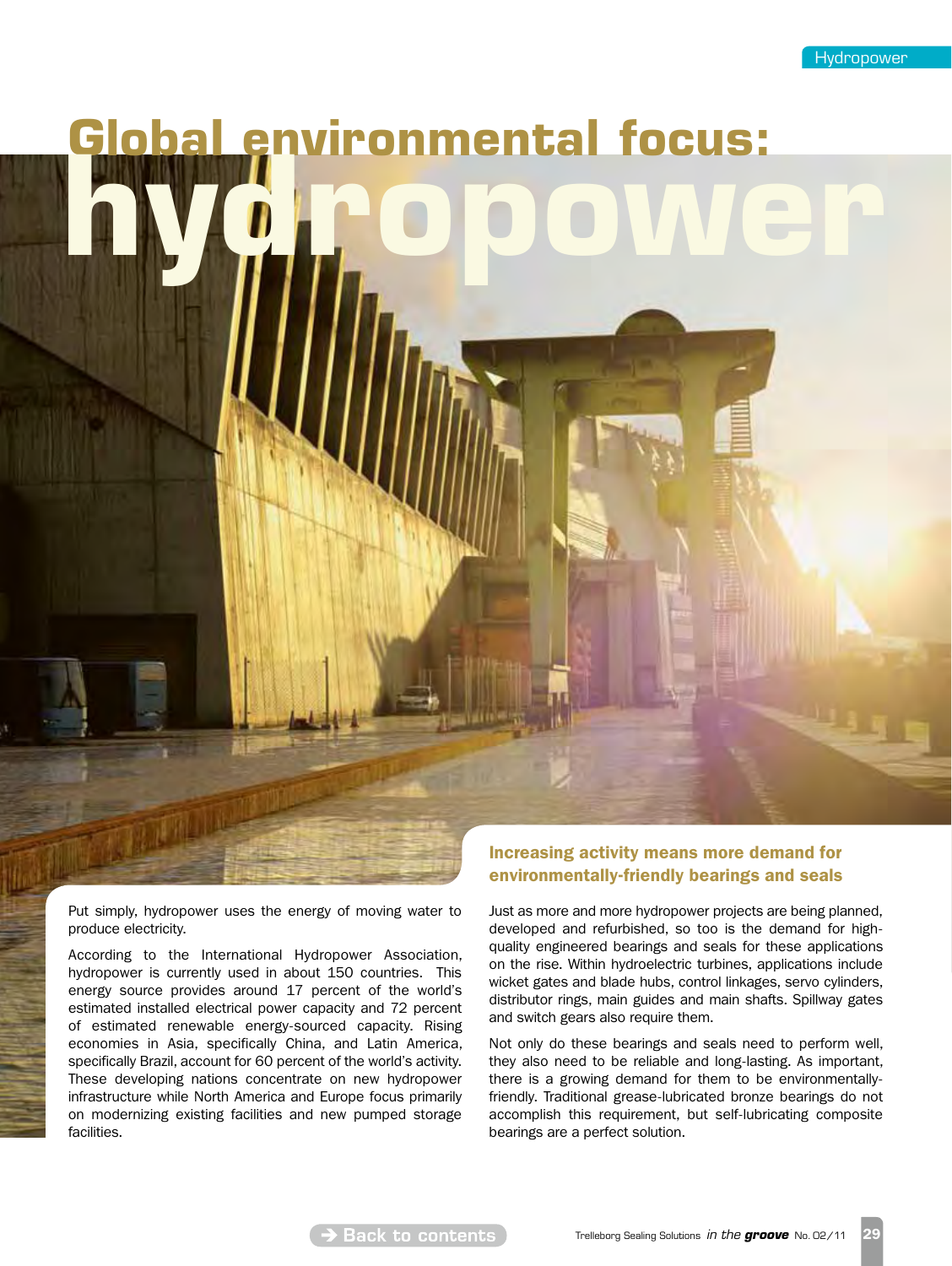# Global environmental focus: hydropower

Put simply, hydropower uses the energy of moving water to produce electricity.

According to the International Hydropower Association, hydropower is currently used in about 150 countries. This energy source provides around 17 percent of the world's estimated installed electrical power capacity and 72 percent of estimated renewable energy-sourced capacity. Rising economies in Asia, specifically China, and Latin America, specifically Brazil, account for 60 percent of the world's activity. These developing nations concentrate on new hydropower infrastructure while North America and Europe focus primarily on modernizing existing facilities and new pumped storage facilities.

## Increasing activity means more demand for environmentally-friendly bearings and seals

Just as more and more hydropower projects are being planned, developed and refurbished, so too is the demand for high-quality engineered bearings and seals for these applications on the rise. Within hydroelectric turbines, applications include wicket gates and blade hubs, control linkages, servo cylinders, distributor rings, main guides and main shafts. Spillway gates and switch gears also require them.

Not only do these bearings and seals need to perform well, they also need to be reliable and long-lasting. As important, there is a growing demand for them to be environmentally-friendly. Traditional grease-lubricated bronze bearings do not accomplish this requirement, but self-lubricating composite bearings are a perfect solution.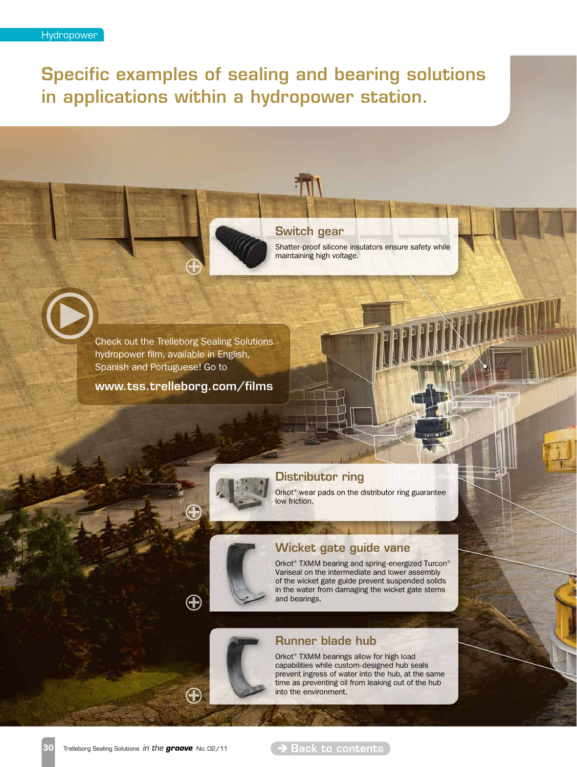Hydropower

# Specific examples of sealing and bearing solutions in applications within a hydropower station.

## Switch gear

Shatter-proof silicone insulators ensure safety while maintaining high voltage.

Check out the Trelleborg Sealing Solutions hydropower film, available in English, Spanish and Portuguese! Go to

**www.tss.trelleborg.com/films**

## Distributor ring

Orkot® wear pads on the distributor ring guarantee low friction.

## Wicket gate guide vane

Orkot® TXMM bearing and spring-energized Turcon® Variseal on the intermediate and lower assembly of the wicket gate guide prevent suspended solids in the water from damaging the wicket gate stems and bearings.

## Runner blade hub

Orkot® TXMM bearings allow for high load capabilities while custom-designed hub seals prevent ingress of water into the hub, at the same time as preventing oil from leaking out of the hub into the environment.

→ Back to contents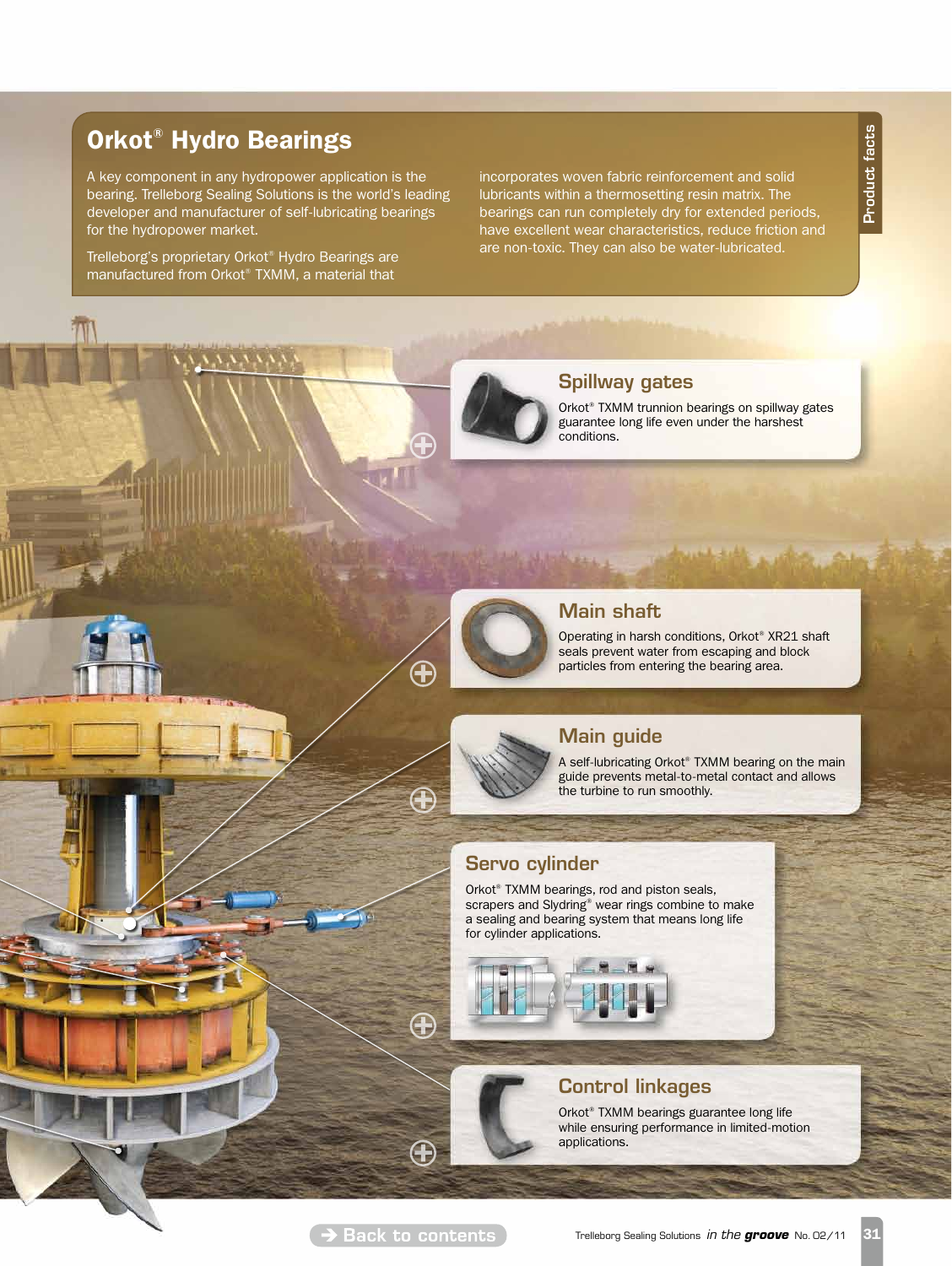# Orkot® Hydro Bearings

A key component in any hydropower application is the bearing. Trelleborg Sealing Solutions is the world's leading developer and manufacturer of self-lubricating bearings for the hydropower market.

Trelleborg's proprietary Orkot® Hydro Bearings are manufactured from Orkot® TXMM, a material that incorporates woven fabric reinforcement and solid lubricants within a thermosetting resin matrix. The bearings can run completely dry for extended periods, have excellent wear characteristics, reduce friction and are non-toxic. They can also be water-lubricated.

Product facts

## Spillway gates

Orkot® TXMM trunnion bearings on spillway gates guarantee long life even under the harshest conditions.

## Main shaft

Operating in harsh conditions, Orkot® XR21 shaft seals prevent water from escaping and block particles from entering the bearing area.

## Main guide

A self-lubricating Orkot® TXMM bearing on the main guide prevents metal-to-metal contact and allows the turbine to run smoothly.

## Servo cylinder

Orkot® TXMM bearings, rod and piston seals, scrapers and Slydring® wear rings combine to make a sealing and bearing system that means long life for cylinder applications.

## Control linkages

Orkot® TXMM bearings guarantee long life while ensuring performance in limited-motion applications.

→ Back to contents